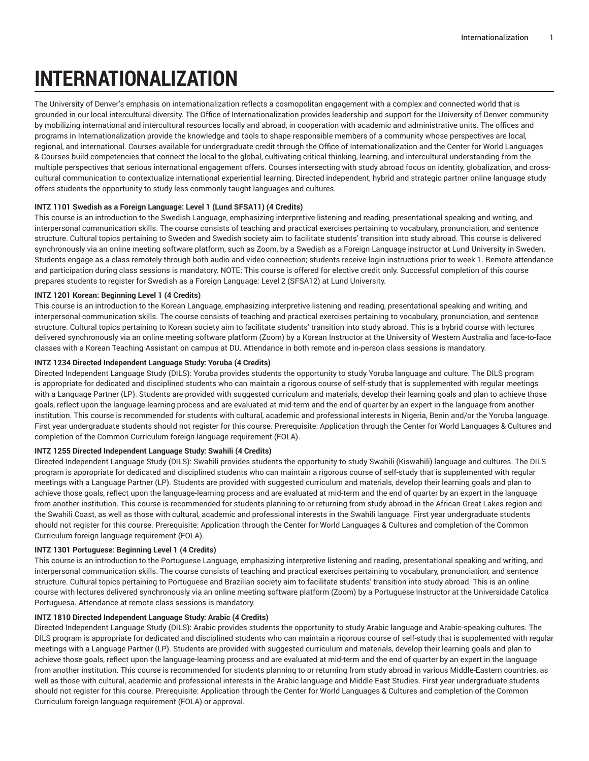# INTERNATIONALIZATION

The University of Denver's emphasis on internationalization reflects a cosmopolitan engagement with a complex and connected world that is grounded in our local intercultural diversity. The Office of Internationalization provides leadership and support for the University of Denver community by mobilizing international and intercultural resources locally and abroad, in cooperation with academic and administrative units. The offices and programs in Internationalization provide the knowledge and tools to shape responsible members of a community whose perspectives are local, regional, and international. Courses available for undergraduate credit through the Office of Internationalization and the Center for World Languages & Courses build competencies that connect the local to the global, cultivating critical thinking, learning, and intercultural understanding from the multiple perspectives that serious international engagement offers. Courses intersecting with study abroad focus on identity, globalization, and cross-cultural communication to contextualize international experiential learning. Directed independent, hybrid and strategic partner online language study offers students the opportunity to study less commonly taught languages and cultures.

**INTZ 1101 Swedish as a Foreign Language: Level 1 (Lund SFSA11) (4 Credits)**

This course is an introduction to the Swedish Language, emphasizing interpretive listening and reading, presentational speaking and writing, and interpersonal communication skills. The course consists of teaching and practical exercises pertaining to vocabulary, pronunciation, and sentence structure. Cultural topics pertaining to Sweden and Swedish society aim to facilitate students' transition into study abroad. This course is delivered synchronously via an online meeting software platform, such as Zoom, by a Swedish as a Foreign Language instructor at Lund University in Sweden. Students engage as a class remotely through both audio and video connection; students receive login instructions prior to week 1. Remote attendance and participation during class sessions is mandatory. NOTE: This course is offered for elective credit only. Successful completion of this course prepares students to register for Swedish as a Foreign Language: Level 2 (SFSA12) at Lund University.

**INTZ 1201 Korean: Beginning Level 1 (4 Credits)**

This course is an introduction to the Korean Language, emphasizing interpretive listening and reading, presentational speaking and writing, and interpersonal communication skills. The course consists of teaching and practical exercises pertaining to vocabulary, pronunciation, and sentence structure. Cultural topics pertaining to Korean society aim to facilitate students' transition into study abroad. This is a hybrid course with lectures delivered synchronously via an online meeting software platform (Zoom) by a Korean Instructor at the University of Western Australia and face-to-face classes with a Korean Teaching Assistant on campus at DU. Attendance in both remote and in-person class sessions is mandatory.

**INTZ 1234 Directed Independent Language Study: Yoruba (4 Credits)**

Directed Independent Language Study (DILS): Yoruba provides students the opportunity to study Yoruba language and culture. The DILS program is appropriate for dedicated and disciplined students who can maintain a rigorous course of self-study that is supplemented with regular meetings with a Language Partner (LP). Students are provided with suggested curriculum and materials, develop their learning goals and plan to achieve those goals, reflect upon the language-learning process and are evaluated at mid-term and the end of quarter by an expert in the language from another institution. This course is recommended for students with cultural, academic and professional interests in Nigeria, Benin and/or the Yoruba language. First year undergraduate students should not register for this course. Prerequisite: Application through the Center for World Languages & Cultures and completion of the Common Curriculum foreign language requirement (FOLA).

**INTZ 1255 Directed Independent Language Study: Swahili (4 Credits)**

Directed Independent Language Study (DILS): Swahili provides students the opportunity to study Swahili (Kiswahili) language and cultures. The DILS program is appropriate for dedicated and disciplined students who can maintain a rigorous course of self-study that is supplemented with regular meetings with a Language Partner (LP). Students are provided with suggested curriculum and materials, develop their learning goals and plan to achieve those goals, reflect upon the language-learning process and are evaluated at mid-term and the end of quarter by an expert in the language from another institution. This course is recommended for students planning to or returning from study abroad in the African Great Lakes region and the Swahili Coast, as well as those with cultural, academic and professional interests in the Swahili language. First year undergraduate students should not register for this course. Prerequisite: Application through the Center for World Languages & Cultures and completion of the Common Curriculum foreign language requirement (FOLA).

**INTZ 1301 Portuguese: Beginning Level 1 (4 Credits)**

This course is an introduction to the Portuguese Language, emphasizing interpretive listening and reading, presentational speaking and writing, and interpersonal communication skills. The course consists of teaching and practical exercises pertaining to vocabulary, pronunciation, and sentence structure. Cultural topics pertaining to Portuguese and Brazilian society aim to facilitate students' transition into study abroad. This is an online course with lectures delivered synchronously via an online meeting software platform (Zoom) by a Portuguese Instructor at the Universidade Catolica Portuguesa. Attendance at remote class sessions is mandatory.

**INTZ 1810 Directed Independent Language Study: Arabic (4 Credits)**

Directed Independent Language Study (DILS): Arabic provides students the opportunity to study Arabic language and Arabic-speaking cultures. The DILS program is appropriate for dedicated and disciplined students who can maintain a rigorous course of self-study that is supplemented with regular meetings with a Language Partner (LP). Students are provided with suggested curriculum and materials, develop their learning goals and plan to achieve those goals, reflect upon the language-learning process and are evaluated at mid-term and the end of quarter by an expert in the language from another institution. This course is recommended for students planning to or returning from study abroad in various Middle-Eastern countries, as well as those with cultural, academic and professional interests in the Arabic language and Middle East Studies. First year undergraduate students should not register for this course. Prerequisite: Application through the Center for World Languages & Cultures and completion of the Common Curriculum foreign language requirement (FOLA) or approval.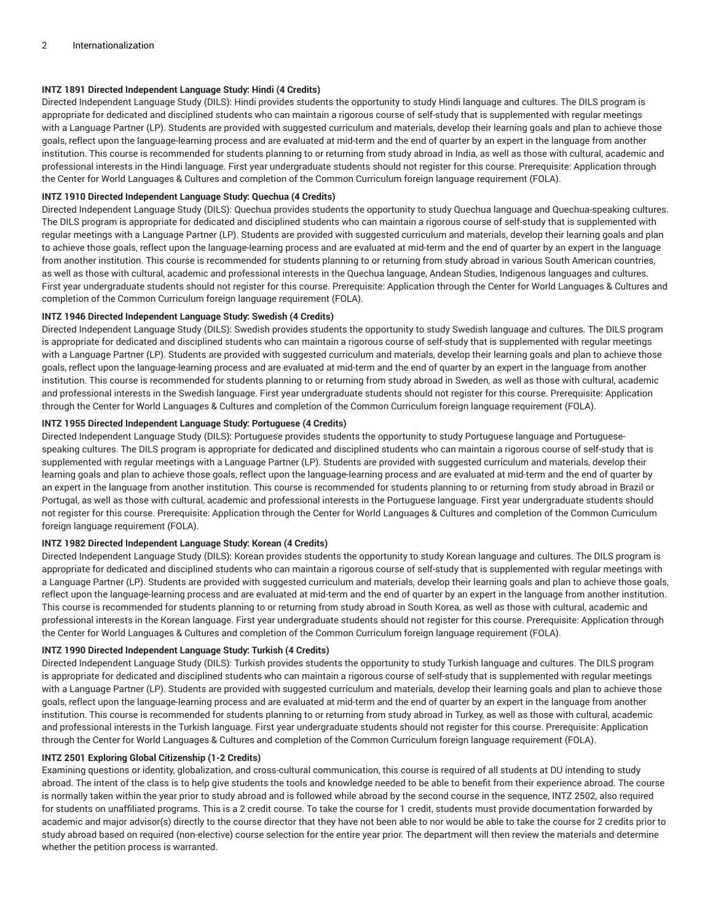**INTZ 1891 Directed Independent Language Study: Hindi (4 Credits)**

Directed Independent Language Study (DILS): Hindi provides students the opportunity to study Hindi language and cultures. The DILS program is appropriate for dedicated and disciplined students who can maintain a rigorous course of self-study that is supplemented with regular meetings with a Language Partner (LP). Students are provided with suggested curriculum and materials, develop their learning goals and plan to achieve those goals, reflect upon the language-learning process and are evaluated at mid-term and the end of quarter by an expert in the language from another institution. This course is recommended for students planning to or returning from study abroad in India, as well as those with cultural, academic and professional interests in the Hindi language. First year undergraduate students should not register for this course. Prerequisite: Application through the Center for World Languages & Cultures and completion of the Common Curriculum foreign language requirement (FOLA).

**INTZ 1910 Directed Independent Language Study: Quechua (4 Credits)**

Directed Independent Language Study (DILS): Quechua provides students the opportunity to study Quechua language and Quechua-speaking cultures. The DILS program is appropriate for dedicated and disciplined students who can maintain a rigorous course of self-study that is supplemented with regular meetings with a Language Partner (LP). Students are provided with suggested curriculum and materials, develop their learning goals and plan to achieve those goals, reflect upon the language-learning process and are evaluated at mid-term and the end of quarter by an expert in the language from another institution. This course is recommended for students planning to or returning from study abroad in various South American countries, as well as those with cultural, academic and professional interests in the Quechua language, Andean Studies, Indigenous languages and cultures. First year undergraduate students should not register for this course. Prerequisite: Application through the Center for World Languages & Cultures and completion of the Common Curriculum foreign language requirement (FOLA).

**INTZ 1946 Directed Independent Language Study: Swedish (4 Credits)**

Directed Independent Language Study (DILS): Swedish provides students the opportunity to study Swedish language and cultures. The DILS program is appropriate for dedicated and disciplined students who can maintain a rigorous course of self-study that is supplemented with regular meetings with a Language Partner (LP). Students are provided with suggested curriculum and materials, develop their learning goals and plan to achieve those goals, reflect upon the language-learning process and are evaluated at mid-term and the end of quarter by an expert in the language from another institution. This course is recommended for students planning to or returning from study abroad in Sweden, as well as those with cultural, academic and professional interests in the Swedish language. First year undergraduate students should not register for this course. Prerequisite: Application through the Center for World Languages & Cultures and completion of the Common Curriculum foreign language requirement (FOLA).

**INTZ 1955 Directed Independent Language Study: Portuguese (4 Credits)**

Directed Independent Language Study (DILS): Portuguese provides students the opportunity to study Portuguese language and Portuguese-speaking cultures. The DILS program is appropriate for dedicated and disciplined students who can maintain a rigorous course of self-study that is supplemented with regular meetings with a Language Partner (LP). Students are provided with suggested curriculum and materials, develop their learning goals and plan to achieve those goals, reflect upon the language-learning process and are evaluated at mid-term and the end of quarter by an expert in the language from another institution. This course is recommended for students planning to or returning from study abroad in Brazil or Portugal, as well as those with cultural, academic and professional interests in the Portuguese language. First year undergraduate students should not register for this course. Prerequisite: Application through the Center for World Languages & Cultures and completion of the Common Curriculum foreign language requirement (FOLA).

**INTZ 1982 Directed Independent Language Study: Korean (4 Credits)**

Directed Independent Language Study (DILS): Korean provides students the opportunity to study Korean language and cultures. The DILS program is appropriate for dedicated and disciplined students who can maintain a rigorous course of self-study that is supplemented with regular meetings with a Language Partner (LP). Students are provided with suggested curriculum and materials, develop their learning goals and plan to achieve those goals, reflect upon the language-learning process and are evaluated at mid-term and the end of quarter by an expert in the language from another institution. This course is recommended for students planning to or returning from study abroad in South Korea, as well as those with cultural, academic and professional interests in the Korean language. First year undergraduate students should not register for this course. Prerequisite: Application through the Center for World Languages & Cultures and completion of the Common Curriculum foreign language requirement (FOLA).

**INTZ 1990 Directed Independent Language Study: Turkish (4 Credits)**

Directed Independent Language Study (DILS): Turkish provides students the opportunity to study Turkish language and cultures. The DILS program is appropriate for dedicated and disciplined students who can maintain a rigorous course of self-study that is supplemented with regular meetings with a Language Partner (LP). Students are provided with suggested curriculum and materials, develop their learning goals and plan to achieve those goals, reflect upon the language-learning process and are evaluated at mid-term and the end of quarter by an expert in the language from another institution. This course is recommended for students planning to or returning from study abroad in Turkey, as well as those with cultural, academic and professional interests in the Turkish language. First year undergraduate students should not register for this course. Prerequisite: Application through the Center for World Languages & Cultures and completion of the Common Curriculum foreign language requirement (FOLA).

**INTZ 2501 Exploring Global Citizenship (1-2 Credits)**

Examining questions or identity, globalization, and cross-cultural communication, this course is required of all students at DU intending to study abroad. The intent of the class is to help give students the tools and knowledge needed to be able to benefit from their experience abroad. The course is normally taken within the year prior to study abroad and is followed while abroad by the second course in the sequence, INTZ 2502, also required for students on unaffiliated programs. This is a 2 credit course. To take the course for 1 credit, students must provide documentation forwarded by academic and major advisor(s) directly to the course director that they have not been able to nor would be able to take the course for 2 credits prior to study abroad based on required (non-elective) course selection for the entire year prior. The department will then review the materials and determine whether the petition process is warranted.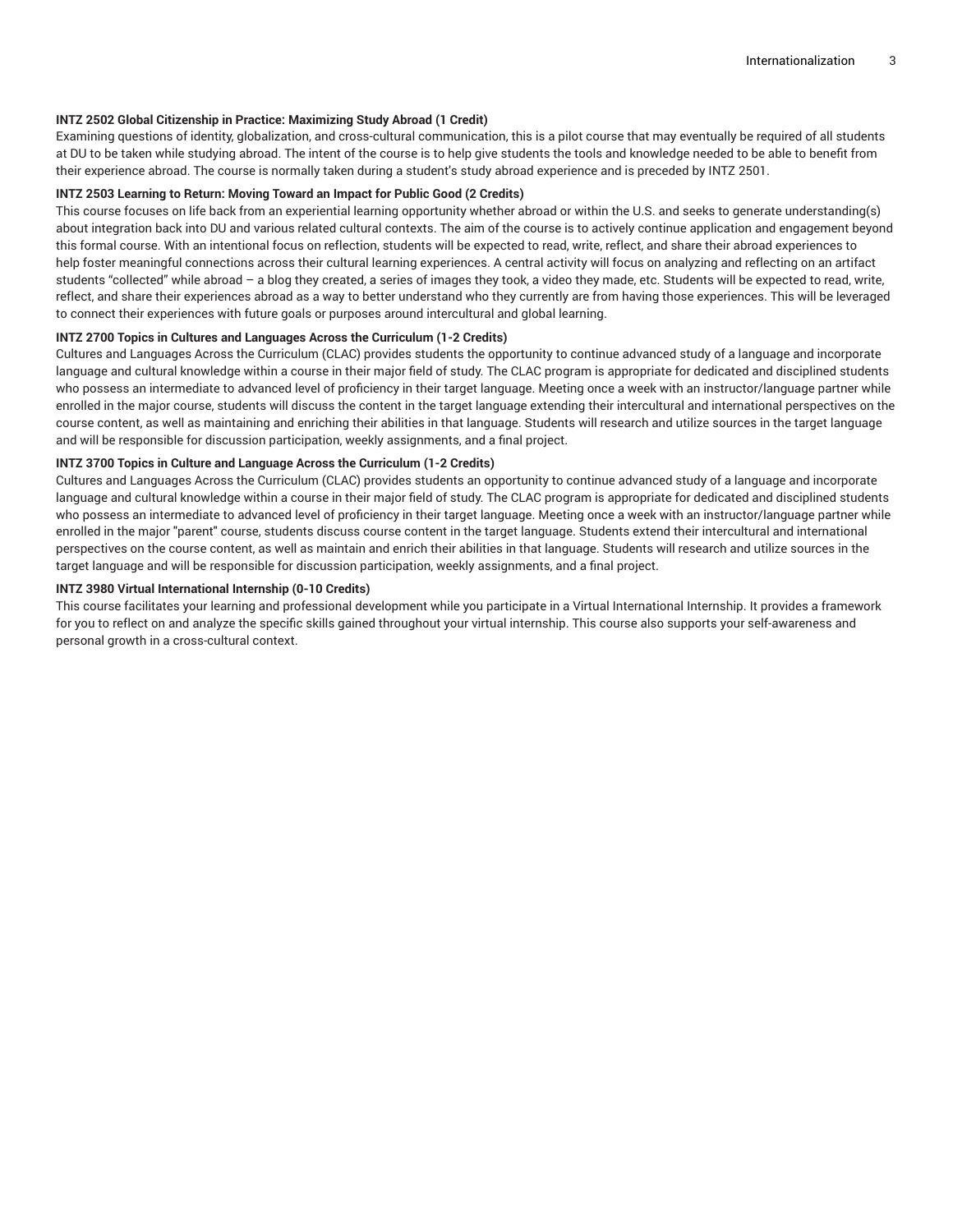**INTZ 2502 Global Citizenship in Practice: Maximizing Study Abroad (1 Credit)**

Examining questions of identity, globalization, and cross-cultural communication, this is a pilot course that may eventually be required of all students at DU to be taken while studying abroad. The intent of the course is to help give students the tools and knowledge needed to be able to benefit from their experience abroad. The course is normally taken during a student's study abroad experience and is preceded by INTZ 2501.

**INTZ 2503 Learning to Return: Moving Toward an Impact for Public Good (2 Credits)**

This course focuses on life back from an experiential learning opportunity whether abroad or within the U.S. and seeks to generate understanding(s) about integration back into DU and various related cultural contexts. The aim of the course is to actively continue application and engagement beyond this formal course. With an intentional focus on reflection, students will be expected to read, write, reflect, and share their abroad experiences to help foster meaningful connections across their cultural learning experiences. A central activity will focus on analyzing and reflecting on an artifact students "collected" while abroad – a blog they created, a series of images they took, a video they made, etc. Students will be expected to read, write, reflect, and share their experiences abroad as a way to better understand who they currently are from having those experiences. This will be leveraged to connect their experiences with future goals or purposes around intercultural and global learning.

**INTZ 2700 Topics in Cultures and Languages Across the Curriculum (1-2 Credits)**

Cultures and Languages Across the Curriculum (CLAC) provides students the opportunity to continue advanced study of a language and incorporate language and cultural knowledge within a course in their major field of study. The CLAC program is appropriate for dedicated and disciplined students who possess an intermediate to advanced level of proficiency in their target language. Meeting once a week with an instructor/language partner while enrolled in the major course, students will discuss the content in the target language extending their intercultural and international perspectives on the course content, as well as maintaining and enriching their abilities in that language. Students will research and utilize sources in the target language and will be responsible for discussion participation, weekly assignments, and a final project.

**INTZ 3700 Topics in Culture and Language Across the Curriculum (1-2 Credits)**

Cultures and Languages Across the Curriculum (CLAC) provides students an opportunity to continue advanced study of a language and incorporate language and cultural knowledge within a course in their major field of study. The CLAC program is appropriate for dedicated and disciplined students who possess an intermediate to advanced level of proficiency in their target language. Meeting once a week with an instructor/language partner while enrolled in the major "parent" course, students discuss course content in the target language. Students extend their intercultural and international perspectives on the course content, as well as maintain and enrich their abilities in that language. Students will research and utilize sources in the target language and will be responsible for discussion participation, weekly assignments, and a final project.

**INTZ 3980 Virtual International Internship (0-10 Credits)**

This course facilitates your learning and professional development while you participate in a Virtual International Internship. It provides a framework for you to reflect on and analyze the specific skills gained throughout your virtual internship. This course also supports your self-awareness and personal growth in a cross-cultural context.